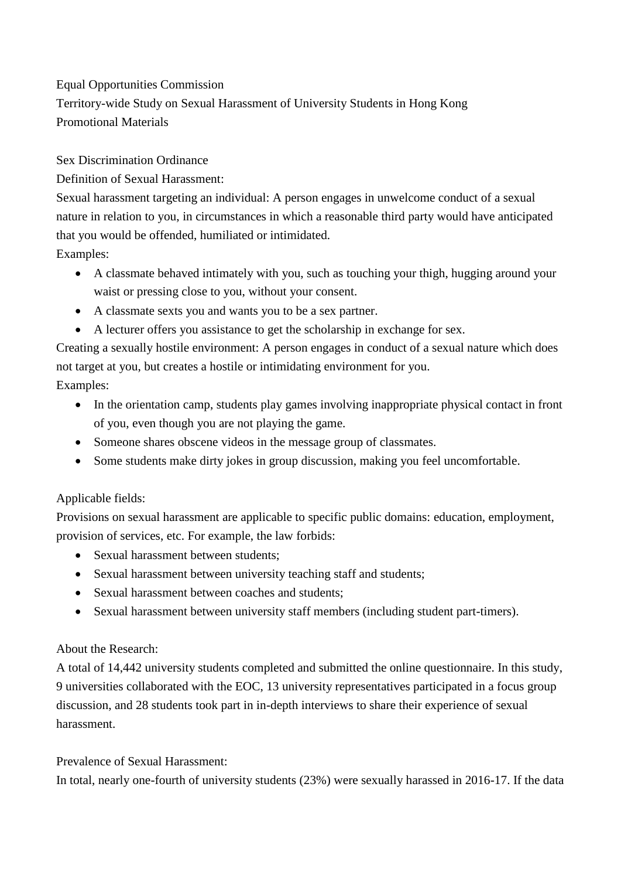Equal Opportunities Commission

Territory-wide Study on Sexual Harassment of University Students in Hong Kong

Promotional Materials

Sex Discrimination Ordinance

Definition of Sexual Harassment:

Sexual harassment targeting an individual: A person engages in unwelcome conduct of a sexual nature in relation to you, in circumstances in which a reasonable third party would have anticipated that you would be offended, humiliated or intimidated.

Examples:

- A classmate behaved intimately with you, such as touching your thigh, hugging around your waist or pressing close to you, without your consent.
- A classmate sexts you and wants you to be a sex partner.
- A lecturer offers you assistance to get the scholarship in exchange for sex.

Creating a sexually hostile environment: A person engages in conduct of a sexual nature which does not target at you, but creates a hostile or intimidating environment for you.

Examples:

- In the orientation camp, students play games involving inappropriate physical contact in front of you, even though you are not playing the game.
- Someone shares obscene videos in the message group of classmates.
- Some students make dirty jokes in group discussion, making you feel uncomfortable.

Applicable fields:

Provisions on sexual harassment are applicable to specific public domains: education, employment, provision of services, etc. For example, the law forbids:

- Sexual harassment between students;
- Sexual harassment between university teaching staff and students;
- Sexual harassment between coaches and students;
- Sexual harassment between university staff members (including student part-timers).

About the Research:

A total of 14,442 university students completed and submitted the online questionnaire. In this study, 9 universities collaborated with the EOC, 13 university representatives participated in a focus group discussion, and 28 students took part in in-depth interviews to share their experience of sexual harassment.

Prevalence of Sexual Harassment:

In total, nearly one-fourth of university students (23%) were sexually harassed in 2016-17. If the data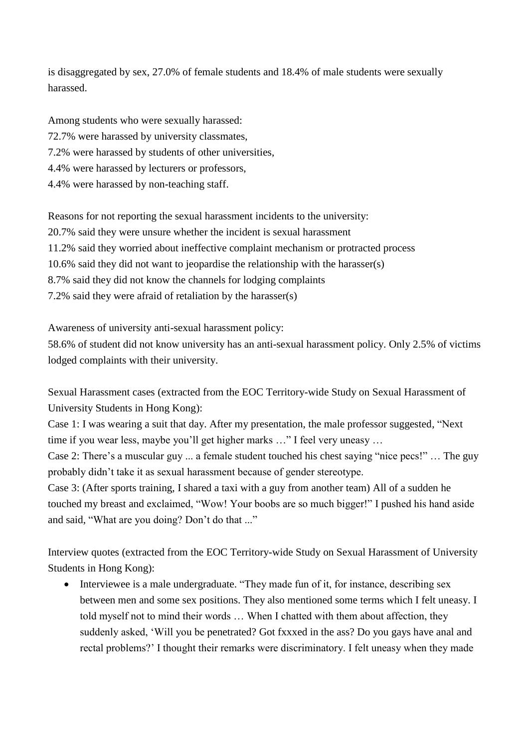is disaggregated by sex, 27.0% of female students and 18.4% of male students were sexually harassed.

Among students who were sexually harassed:
72.7% were harassed by university classmates,
7.2% were harassed by students of other universities,
4.4% were harassed by lecturers or professors,
4.4% were harassed by non-teaching staff.

Reasons for not reporting the sexual harassment incidents to the university:
20.7% said they were unsure whether the incident is sexual harassment
11.2% said they worried about ineffective complaint mechanism or protracted process
10.6% said they did not want to jeopardise the relationship with the harasser(s)
8.7% said they did not know the channels for lodging complaints
7.2% said they were afraid of retaliation by the harasser(s)

Awareness of university anti-sexual harassment policy:
58.6% of student did not know university has an anti-sexual harassment policy. Only 2.5% of victims lodged complaints with their university.

Sexual Harassment cases (extracted from the EOC Territory-wide Study on Sexual Harassment of University Students in Hong Kong):
Case 1: I was wearing a suit that day. After my presentation, the male professor suggested, "Next time if you wear less, maybe you'll get higher marks …" I feel very uneasy …
Case 2: There's a muscular guy ... a female student touched his chest saying "nice pecs!" … The guy probably didn't take it as sexual harassment because of gender stereotype.
Case 3: (After sports training, I shared a taxi with a guy from another team) All of a sudden he touched my breast and exclaimed, "Wow! Your boobs are so much bigger!" I pushed his hand aside and said, "What are you doing? Don't do that ..."

Interview quotes (extracted from the EOC Territory-wide Study on Sexual Harassment of University Students in Hong Kong):

- Interviewee is a male undergraduate. "They made fun of it, for instance, describing sex between men and some sex positions. They also mentioned some terms which I felt uneasy. I told myself not to mind their words … When I chatted with them about affection, they suddenly asked, 'Will you be penetrated? Got fxxxed in the ass? Do you gays have anal and rectal problems?' I thought their remarks were discriminatory. I felt uneasy when they made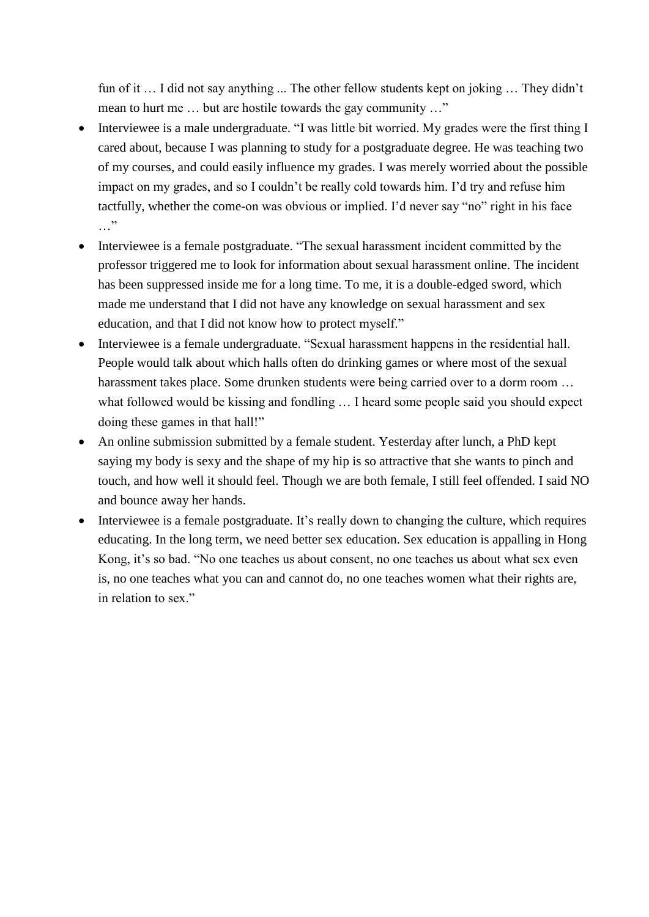fun of it … I did not say anything ... The other fellow students kept on joking … They didn't mean to hurt me … but are hostile towards the gay community …"

- Interviewee is a male undergraduate. "I was little bit worried. My grades were the first thing I cared about, because I was planning to study for a postgraduate degree. He was teaching two of my courses, and could easily influence my grades. I was merely worried about the possible impact on my grades, and so I couldn't be really cold towards him. I'd try and refuse him tactfully, whether the come-on was obvious or implied. I'd never say "no" right in his face …"
- Interviewee is a female postgraduate. "The sexual harassment incident committed by the professor triggered me to look for information about sexual harassment online. The incident has been suppressed inside me for a long time. To me, it is a double-edged sword, which made me understand that I did not have any knowledge on sexual harassment and sex education, and that I did not know how to protect myself."
- Interviewee is a female undergraduate. "Sexual harassment happens in the residential hall. People would talk about which halls often do drinking games or where most of the sexual harassment takes place. Some drunken students were being carried over to a dorm room … what followed would be kissing and fondling … I heard some people said you should expect doing these games in that hall!"
- An online submission submitted by a female student. Yesterday after lunch, a PhD kept saying my body is sexy and the shape of my hip is so attractive that she wants to pinch and touch, and how well it should feel. Though we are both female, I still feel offended. I said NO and bounce away her hands.
- Interviewee is a female postgraduate. It's really down to changing the culture, which requires educating. In the long term, we need better sex education. Sex education is appalling in Hong Kong, it's so bad. "No one teaches us about consent, no one teaches us about what sex even is, no one teaches what you can and cannot do, no one teaches women what their rights are, in relation to sex."